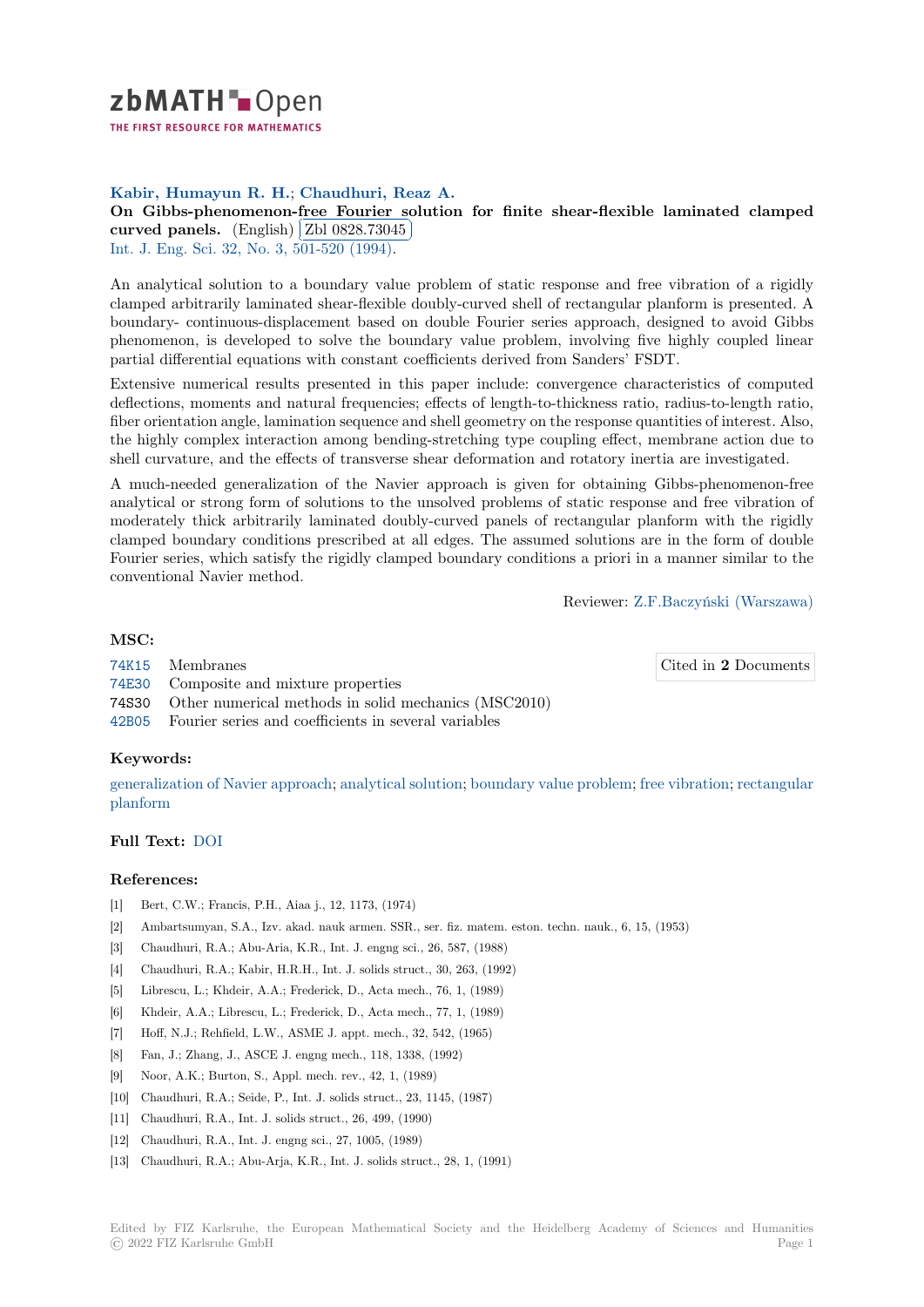zbMATH Open

THE FIRST RESOURCE FOR MATHEMATICS

**Kabir, Humayun R. H.; Chaudhuri, Reaz A.**

**On Gibbs-phenomenon-free Fourier solution for finite shear-flexible laminated clamped curved panels.** (English) Zbl 0828.73045

Int. J. Eng. Sci. 32, No. 3, 501-520 (1994).

An analytical solution to a boundary value problem of static response and free vibration of a rigidly clamped arbitrarily laminated shear-flexible doubly-curved shell of rectangular planform is presented. A boundary- continuous-displacement based on double Fourier series approach, designed to avoid Gibbs phenomenon, is developed to solve the boundary value problem, involving five highly coupled linear partial differential equations with constant coefficients derived from Sanders' FSDT.

Extensive numerical results presented in this paper include: convergence characteristics of computed deflections, moments and natural frequencies; effects of length-to-thickness ratio, radius-to-length ratio, fiber orientation angle, lamination sequence and shell geometry on the response quantities of interest. Also, the highly complex interaction among bending-stretching type coupling effect, membrane action due to shell curvature, and the effects of transverse shear deformation and rotatory inertia are investigated.

A much-needed generalization of the Navier approach is given for obtaining Gibbs-phenomenon-free analytical or strong form of solutions to the unsolved problems of static response and free vibration of moderately thick arbitrarily laminated doubly-curved panels of rectangular planform with the rigidly clamped boundary conditions prescribed at all edges. The assumed solutions are in the form of double Fourier series, which satisfy the rigidly clamped boundary conditions a priori in a manner similar to the conventional Navier method.

Reviewer: Z.F.Baczyński (Warszawa)

## MSC:

74K15 Membranes

74E30 Composite and mixture properties

74S30 Other numerical methods in solid mechanics (MSC2010)

42B05 Fourier series and coefficients in several variables

Cited in **2** Documents

## Keywords:

generalization of Navier approach; analytical solution; boundary value problem; free vibration; rectangular planform

## Full Text:

DOI

## References:

[1] Bert, C.W.; Francis, P.H., Aiaa j., 12, 1173, (1974)

[2] Ambartsumyan, S.A., Izv. akad. nauk armen. SSR., ser. fiz. matem. eston. techn. nauk., 6, 15, (1953)

[3] Chaudhuri, R.A.; Abu-Aria, K.R., Int. J. engng sci., 26, 587, (1988)

[4] Chaudhuri, R.A.; Kabir, H.R.H., Int. J. solids struct., 30, 263, (1992)

[5] Librescu, L.; Khdeir, A.A.; Frederick, D., Acta mech., 76, 1, (1989)

[6] Khdeir, A.A.; Librescu, L.; Frederick, D., Acta mech., 77, 1, (1989)

[7] Hoff, N.J.; Rehfield, L.W., ASME J. appt. mech., 32, 542, (1965)

[8] Fan, J.; Zhang, J., ASCE J. engng mech., 118, 1338, (1992)

[9] Noor, A.K.; Burton, S., Appl. mech. rev., 42, 1, (1989)

[10] Chaudhuri, R.A.; Seide, P., Int. J. solids struct., 23, 1145, (1987)

[11] Chaudhuri, R.A., Int. J. solids struct., 26, 499, (1990)

[12] Chaudhuri, R.A., Int. J. engng sci., 27, 1005, (1989)

[13] Chaudhuri, R.A.; Abu-Arja, K.R., Int. J. solids struct., 28, 1, (1991)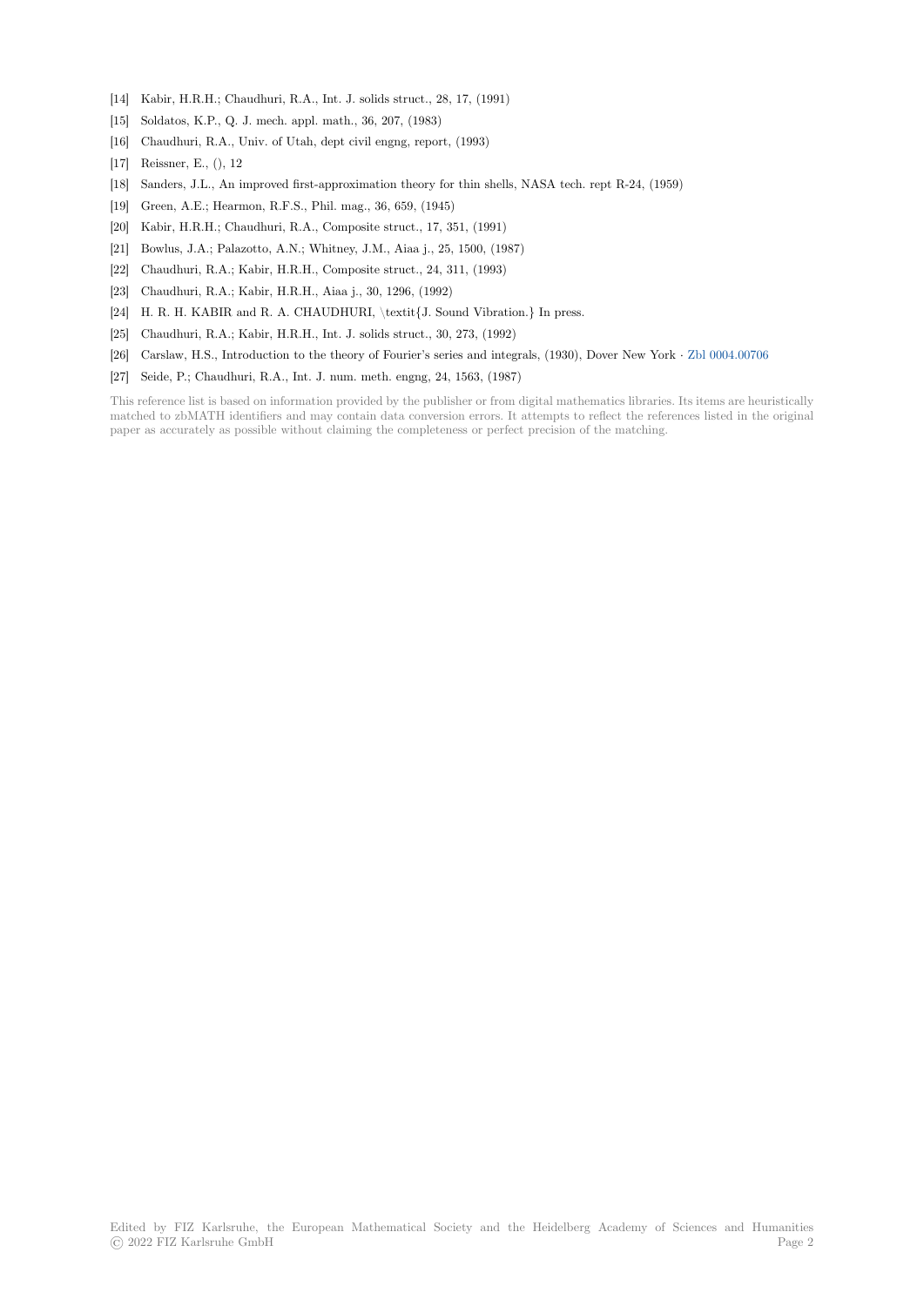[14] Kabir, H.R.H.; Chaudhuri, R.A., Int. J. solids struct., 28, 17, (1991)

[15] Soldatos, K.P., Q. J. mech. appl. math., 36, 207, (1983)

[16] Chaudhuri, R.A., Univ. of Utah, dept civil engng, report, (1993)

[17] Reissner, E., (), 12

[18] Sanders, J.L., An improved first-approximation theory for thin shells, NASA tech. rept R-24, (1959)

[19] Green, A.E.; Hearmon, R.F.S., Phil. mag., 36, 659, (1945)

[20] Kabir, H.R.H.; Chaudhuri, R.A., Composite struct., 17, 351, (1991)

[21] Bowlus, J.A.; Palazotto, A.N.; Whitney, J.M., Aiaa j., 25, 1500, (1987)

[22] Chaudhuri, R.A.; Kabir, H.R.H., Composite struct., 24, 311, (1993)

[23] Chaudhuri, R.A.; Kabir, H.R.H., Aiaa j., 30, 1296, (1992)

[24] H. R. H. KABIR and R. A. CHAUDHURI, \textit{J. Sound Vibration.} In press.

[25] Chaudhuri, R.A.; Kabir, H.R.H., Int. J. solids struct., 30, 273, (1992)

[26] Carslaw, H.S., Introduction to the theory of Fourier's series and integrals, (1930), Dover New York · Zbl 0004.00706

[27] Seide, P.; Chaudhuri, R.A., Int. J. num. meth. engng, 24, 1563, (1987)

This reference list is based on information provided by the publisher or from digital mathematics libraries. Its items are heuristically matched to zbMATH identifiers and may contain data conversion errors. It attempts to reflect the references listed in the original paper as accurately as possible without claiming the completeness or perfect precision of the matching.